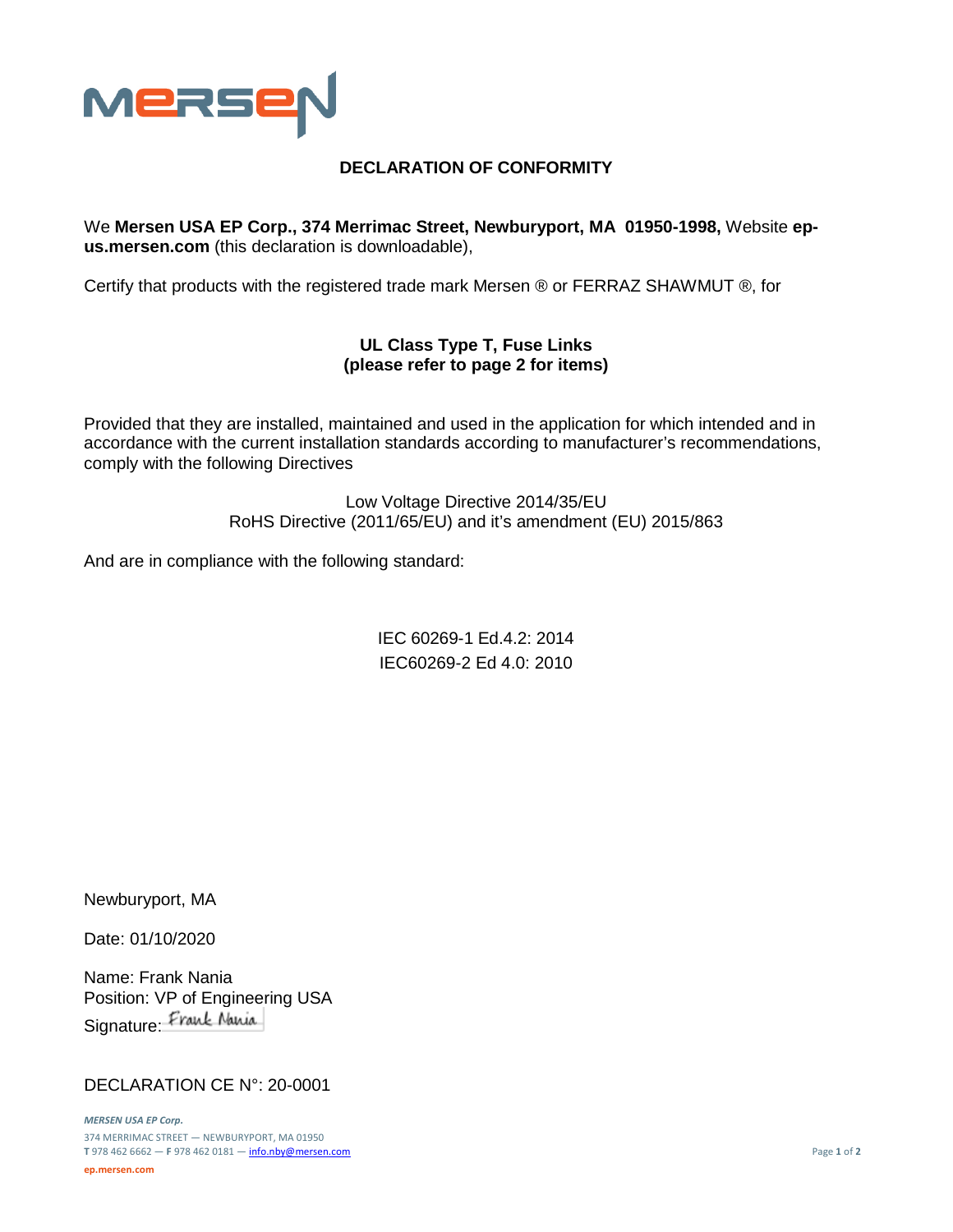MERSEN

# DECLARATION OF CONFORMITY

We **Mersen USA EP Corp., 374 Merrimac Street, Newburyport, MA 01950-1998,** Website **ep-us.mersen.com** (this declaration is downloadable),

Certify that products with the registered trade mark Mersen ® or FERRAZ SHAWMUT ®, for

**UL Class Type T, Fuse Links**
**(please refer to page 2 for items)**

Provided that they are installed, maintained and used in the application for which intended and in accordance with the current installation standards according to manufacturer's recommendations, comply with the following Directives

Low Voltage Directive 2014/35/EU
RoHS Directive (2011/65/EU) and it's amendment (EU) 2015/863

And are in compliance with the following standard:

IEC 60269-1 Ed.4.2: 2014
IEC60269-2 Ed 4.0: 2010

Newburyport, MA

Date: 01/10/2020

Name: Frank Nania
Position: VP of Engineering USA
Signature: Frank Nania

DECLARATION CE N°: 20-0001

*MERSEN USA EP Corp.*
374 MERRIMAC STREET — NEWBURYPORT, MA 01950
**T** 978 462 6662 — **F** 978 462 0181 — info.nby@mersen.com
**ep.mersen.com**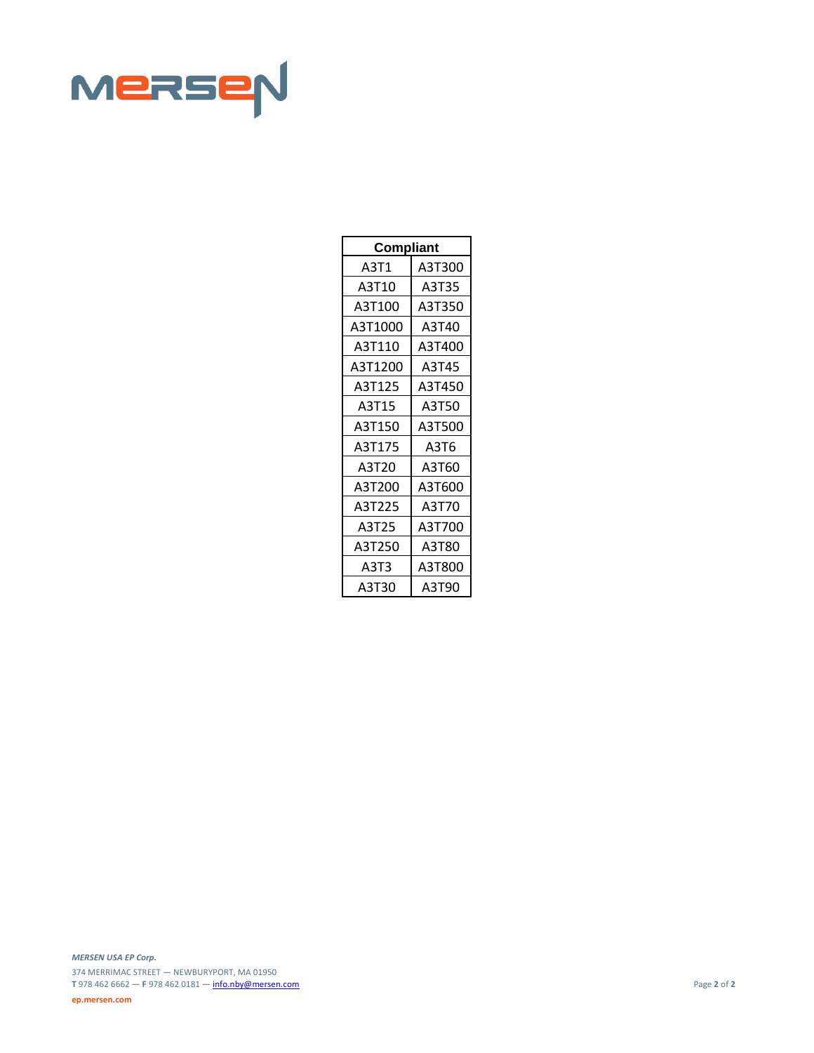| Compliant | |
|---|---|
| A3T1 | A3T300 |
| A3T10 | A3T35 |
| A3T100 | A3T350 |
| A3T1000 | A3T40 |
| A3T110 | A3T400 |
| A3T1200 | A3T45 |
| A3T125 | A3T450 |
| A3T15 | A3T50 |
| A3T150 | A3T500 |
| A3T175 | A3T6 |
| A3T20 | A3T60 |
| A3T200 | A3T600 |
| A3T225 | A3T70 |
| A3T25 | A3T700 |
| A3T250 | A3T80 |
| A3T3 | A3T800 |
| A3T30 | A3T90 |

***MERSEN USA EP Corp.***
374 MERRIMAC STREET — NEWBURYPORT, MA 01950
**T** 978 462 6662 — **F** 978 462 0181 — info.nby@mersen.com
**ep.mersen.com**